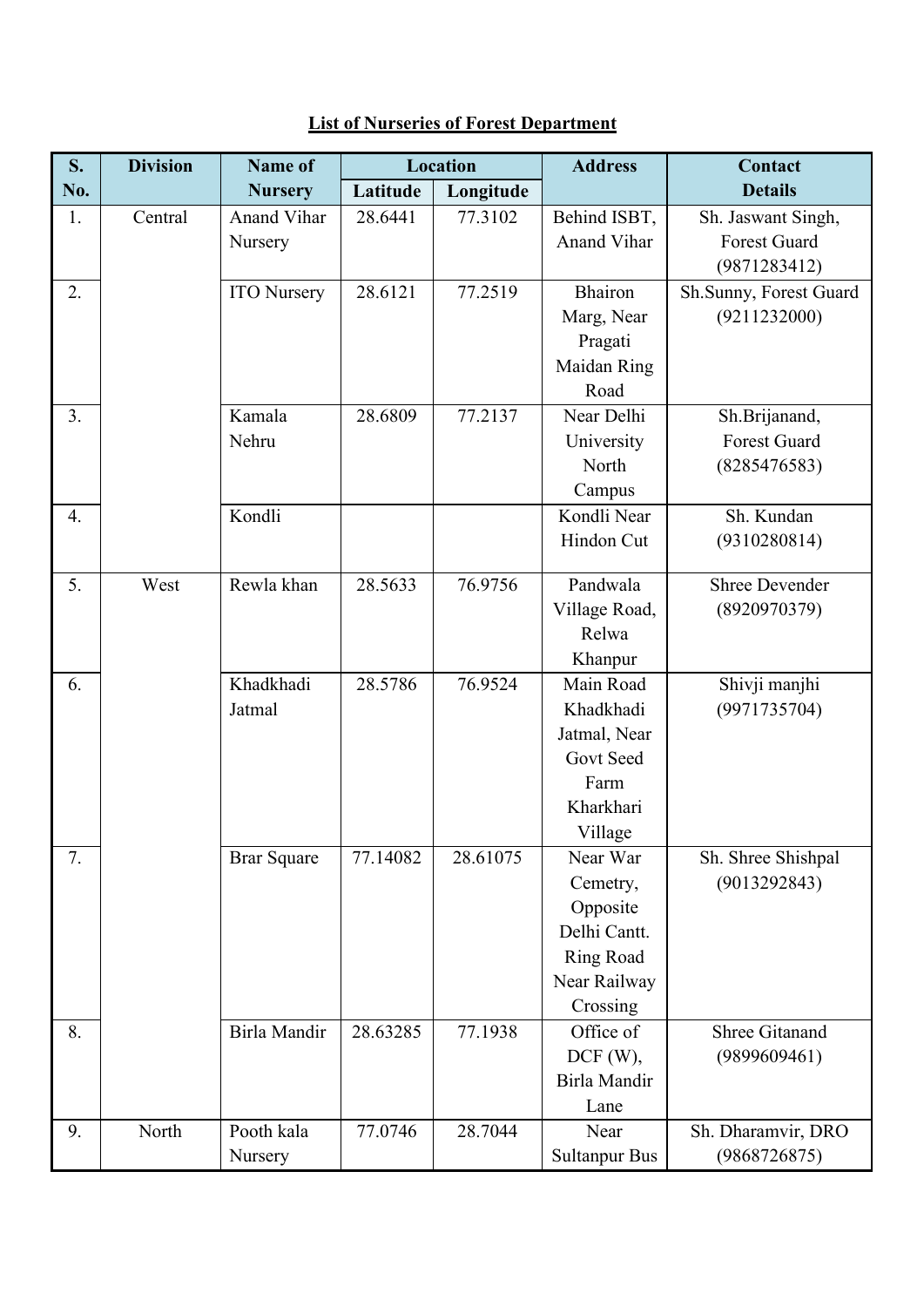**List of Nurseries of Forest Department**

| S. No. | Division | Name of Nursery | Location | | Address | Contact Details |
|---|---|---|---|---|---|---|
| | | | Latitude | Longitude | | |
| 1. | Central | Anand Vihar Nursery | 28.6441 | 77.3102 | Behind ISBT, Anand Vihar | Sh. Jaswant Singh, Forest Guard (9871283412) |
| 2. | | ITO Nursery | 28.6121 | 77.2519 | Bhairon Marg, Near Pragati Maidan Ring Road | Sh.Sunny, Forest Guard (9211232000) |
| 3. | | Kamala Nehru | 28.6809 | 77.2137 | Near Delhi University North Campus | Sh.Brijanand, Forest Guard (8285476583) |
| 4. | | Kondli | | | Kondli Near Hindon Cut | Sh. Kundan (9310280814) |
| 5. | West | Rewla khan | 28.5633 | 76.9756 | Pandwala Village Road, Relwa Khanpur | Shree Devender (8920970379) |
| 6. | | Khadkhadi Jatmal | 28.5786 | 76.9524 | Main Road Khadkhadi Jatmal, Near Govt Seed Farm Kharkhari Village | Shivji manjhi (9971735704) |
| 7. | | Brar Square | 77.14082 | 28.61075 | Near War Cemetry, Opposite Delhi Cantt. Ring Road Near Railway Crossing | Sh. Shree Shishpal (9013292843) |
| 8. | | Birla Mandir | 28.63285 | 77.1938 | Office of DCF (W), Birla Mandir Lane | Shree Gitanand (9899609461) |
| 9. | North | Pooth kala Nursery | 77.0746 | 28.7044 | Near Sultanpur Bus | Sh. Dharamvir, DRO (9868726875) |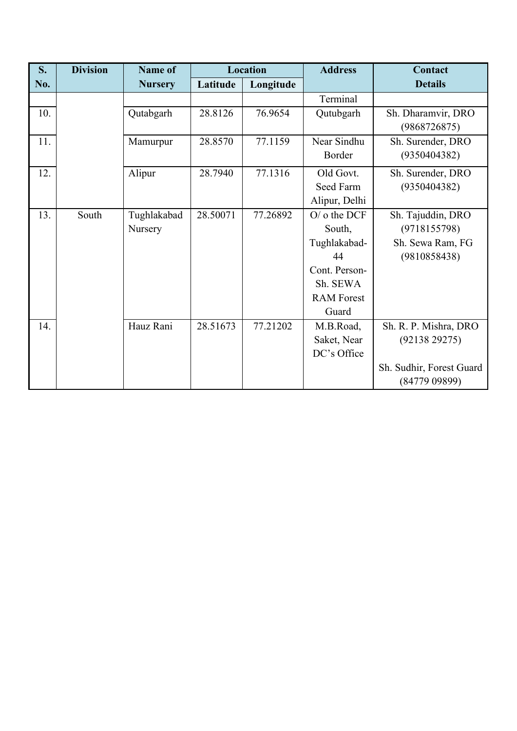| S. No. | Division | Name of Nursery | Location | | Address | Contact Details |
|---|---|---|---|---|---|---|
| | | | Latitude | Longitude | | |
| | | | | | Terminal | |
| 10. | | Qutabgarh | 28.8126 | 76.9654 | Qutubgarh | Sh. Dharamvir, DRO (9868726875) |
| 11. | | Mamurpur | 28.8570 | 77.1159 | Near Sindhu Border | Sh. Surender, DRO (9350404382) |
| 12. | | Alipur | 28.7940 | 77.1316 | Old Govt. Seed Farm Alipur, Delhi | Sh. Surender, DRO (9350404382) |
| 13. | South | Tughlakabad Nursery | 28.50071 | 77.26892 | O/ o the DCF South, Tughlakabad-44 Cont. Person- Sh. SEWA RAM Forest Guard | Sh. Tajuddin, DRO (9718155798) Sh. Sewa Ram, FG (9810858438) |
| 14. | | Hauz Rani | 28.51673 | 77.21202 | M.B.Road, Saket, Near DC's Office | Sh. R. P. Mishra, DRO (92138 29275) Sh. Sudhir, Forest Guard (84779 09899) |